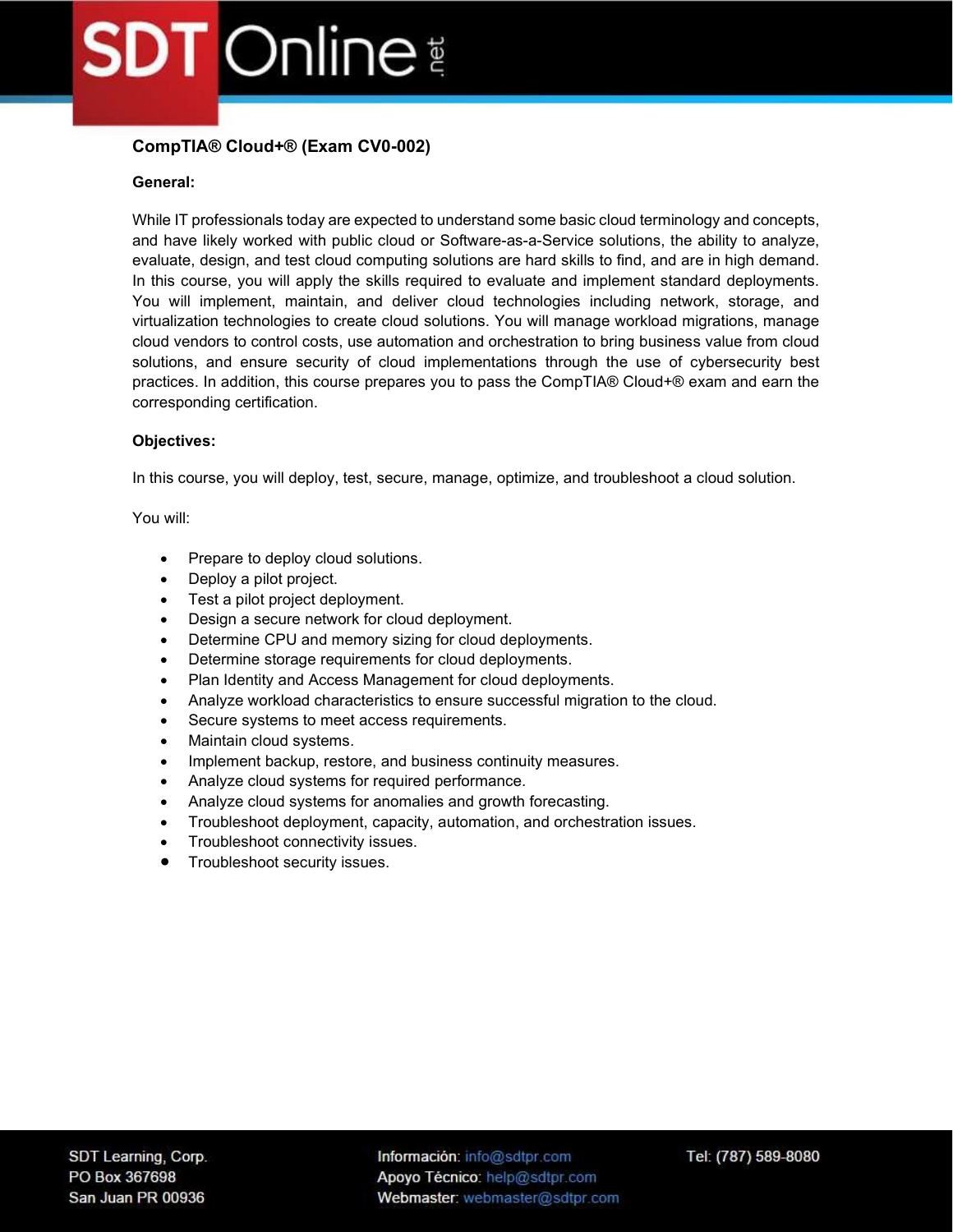## CompTIA® Cloud+® (Exam CV0-002)

### General:

While IT professionals today are expected to understand some basic cloud terminology and concepts, and have likely worked with public cloud or Software-as-a-Service solutions, the ability to analyze, evaluate, design, and test cloud computing solutions are hard skills to find, and are in high demand. In this course, you will apply the skills required to evaluate and implement standard deployments. You will implement, maintain, and deliver cloud technologies including network, storage, and virtualization technologies to create cloud solutions. You will manage workload migrations, manage cloud vendors to control costs, use automation and orchestration to bring business value from cloud solutions, and ensure security of cloud implementations through the use of cybersecurity best practices. In addition, this course prepares you to pass the CompTIA® Cloud+® exam and earn the corresponding certification.

### Objectives:

In this course, you will deploy, test, secure, manage, optimize, and troubleshoot a cloud solution.

You will:

- Prepare to deploy cloud solutions.
- Deploy a pilot project.
- Test a pilot project deployment.
- Design a secure network for cloud deployment.
- Determine CPU and memory sizing for cloud deployments.
- Determine storage requirements for cloud deployments.
- Plan Identity and Access Management for cloud deployments.
- Analyze workload characteristics to ensure successful migration to the cloud.
- Secure systems to meet access requirements.
- Maintain cloud systems.
- Implement backup, restore, and business continuity measures.
- Analyze cloud systems for required performance.
- Analyze cloud systems for anomalies and growth forecasting.
- Troubleshoot deployment, capacity, automation, and orchestration issues.
- Troubleshoot connectivity issues.
- Troubleshoot security issues.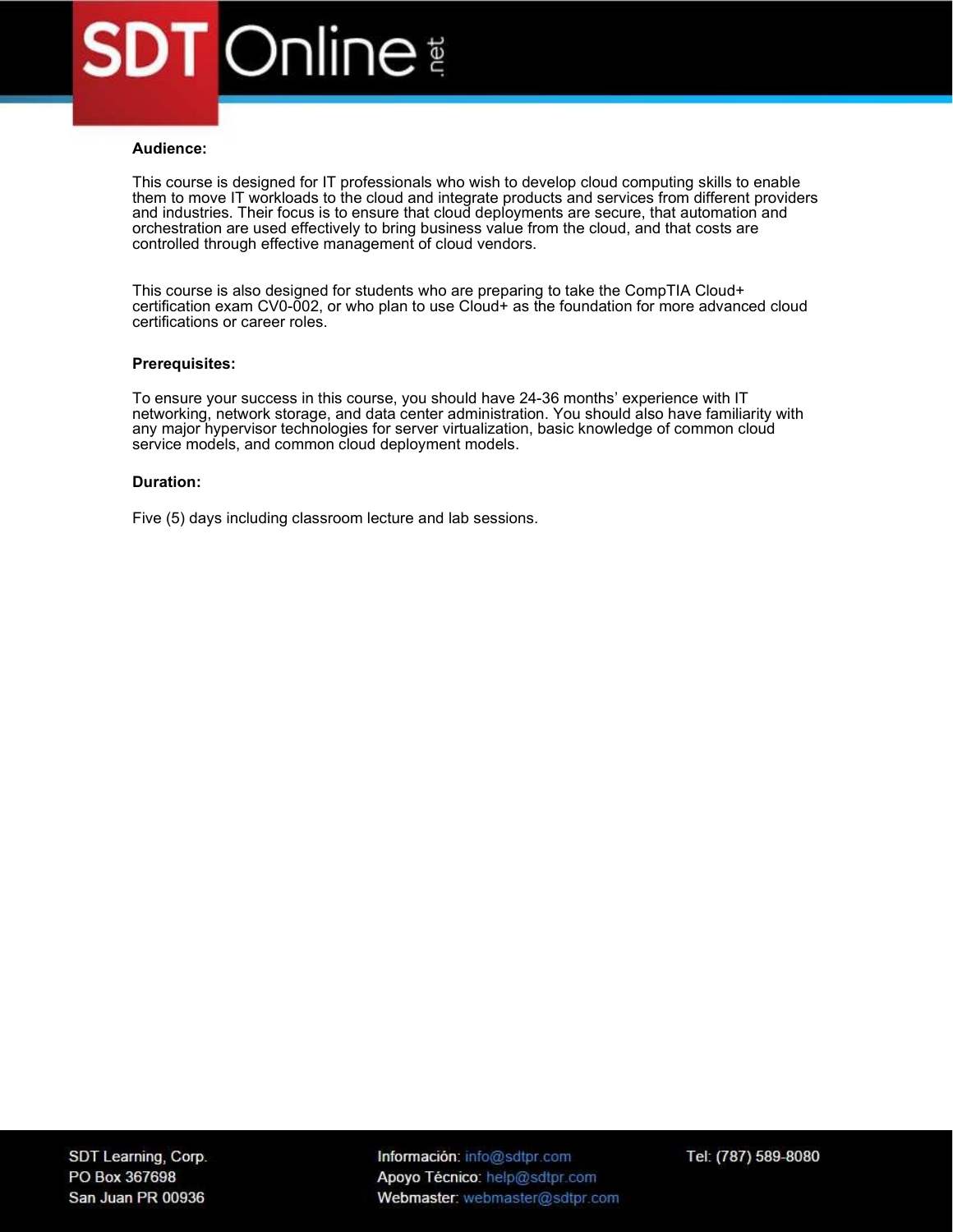**Audience:**

This course is designed for IT professionals who wish to develop cloud computing skills to enable them to move IT workloads to the cloud and integrate products and services from different providers and industries. Their focus is to ensure that cloud deployments are secure, that automation and orchestration are used effectively to bring business value from the cloud, and that costs are controlled through effective management of cloud vendors.

This course is also designed for students who are preparing to take the CompTIA Cloud+ certification exam CV0-002, or who plan to use Cloud+ as the foundation for more advanced cloud certifications or career roles.

**Prerequisites:**

To ensure your success in this course, you should have 24-36 months' experience with IT networking, network storage, and data center administration. You should also have familiarity with any major hypervisor technologies for server virtualization, basic knowledge of common cloud service models, and common cloud deployment models.

**Duration:**

Five (5) days including classroom lecture and lab sessions.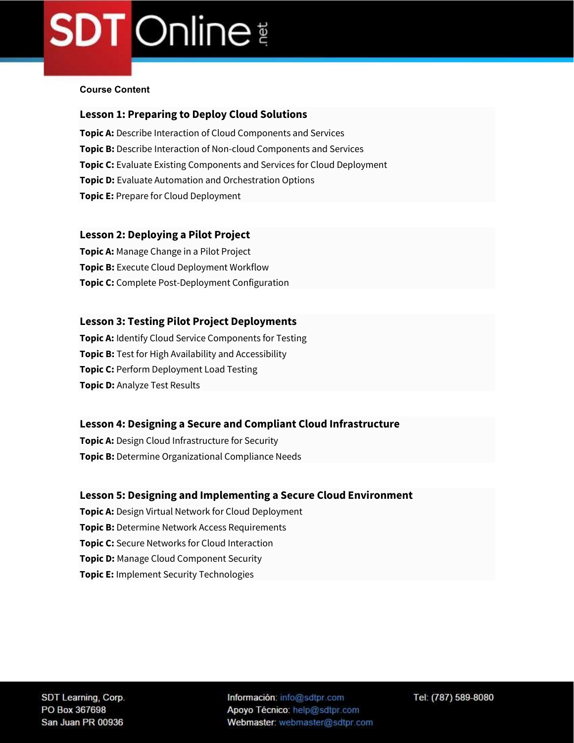**Course Content**

### Lesson 1: Preparing to Deploy Cloud Solutions

**Topic A:** Describe Interaction of Cloud Components and Services
**Topic B:** Describe Interaction of Non-cloud Components and Services
**Topic C:** Evaluate Existing Components and Services for Cloud Deployment
**Topic D:** Evaluate Automation and Orchestration Options
**Topic E:** Prepare for Cloud Deployment

### Lesson 2: Deploying a Pilot Project

**Topic A:** Manage Change in a Pilot Project
**Topic B:** Execute Cloud Deployment Workflow
**Topic C:** Complete Post-Deployment Configuration

### Lesson 3: Testing Pilot Project Deployments

**Topic A:** Identify Cloud Service Components for Testing
**Topic B:** Test for High Availability and Accessibility
**Topic C:** Perform Deployment Load Testing
**Topic D:** Analyze Test Results

### Lesson 4: Designing a Secure and Compliant Cloud Infrastructure

**Topic A:** Design Cloud Infrastructure for Security
**Topic B:** Determine Organizational Compliance Needs

### Lesson 5: Designing and Implementing a Secure Cloud Environment

**Topic A:** Design Virtual Network for Cloud Deployment
**Topic B:** Determine Network Access Requirements
**Topic C:** Secure Networks for Cloud Interaction
**Topic D:** Manage Cloud Component Security
**Topic E:** Implement Security Technologies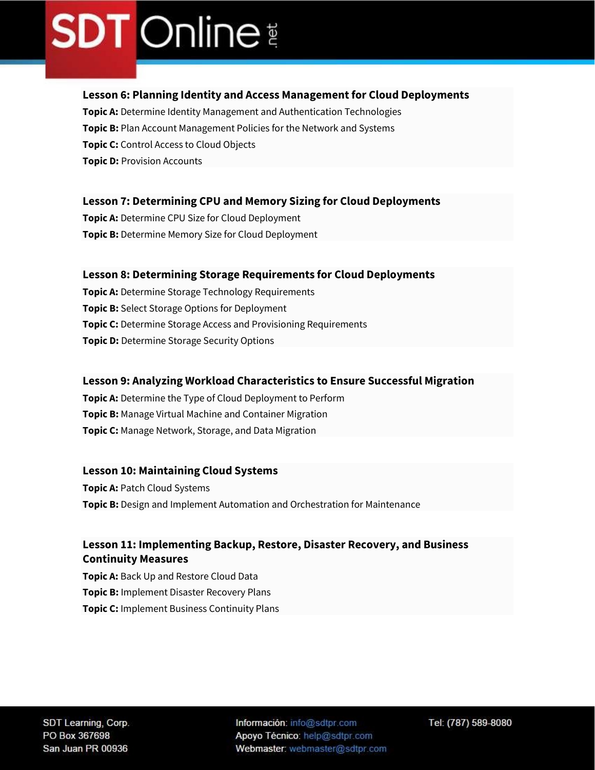### Lesson 6: Planning Identity and Access Management for Cloud Deployments

**Topic A:** Determine Identity Management and Authentication Technologies
**Topic B:** Plan Account Management Policies for the Network and Systems
**Topic C:** Control Access to Cloud Objects
**Topic D:** Provision Accounts

### Lesson 7: Determining CPU and Memory Sizing for Cloud Deployments

**Topic A:** Determine CPU Size for Cloud Deployment
**Topic B:** Determine Memory Size for Cloud Deployment

### Lesson 8: Determining Storage Requirements for Cloud Deployments

**Topic A:** Determine Storage Technology Requirements
**Topic B:** Select Storage Options for Deployment
**Topic C:** Determine Storage Access and Provisioning Requirements
**Topic D:** Determine Storage Security Options

### Lesson 9: Analyzing Workload Characteristics to Ensure Successful Migration

**Topic A:** Determine the Type of Cloud Deployment to Perform
**Topic B:** Manage Virtual Machine and Container Migration
**Topic C:** Manage Network, Storage, and Data Migration

### Lesson 10: Maintaining Cloud Systems

**Topic A:** Patch Cloud Systems
**Topic B:** Design and Implement Automation and Orchestration for Maintenance

### Lesson 11: Implementing Backup, Restore, Disaster Recovery, and Business Continuity Measures

**Topic A:** Back Up and Restore Cloud Data
**Topic B:** Implement Disaster Recovery Plans
**Topic C:** Implement Business Continuity Plans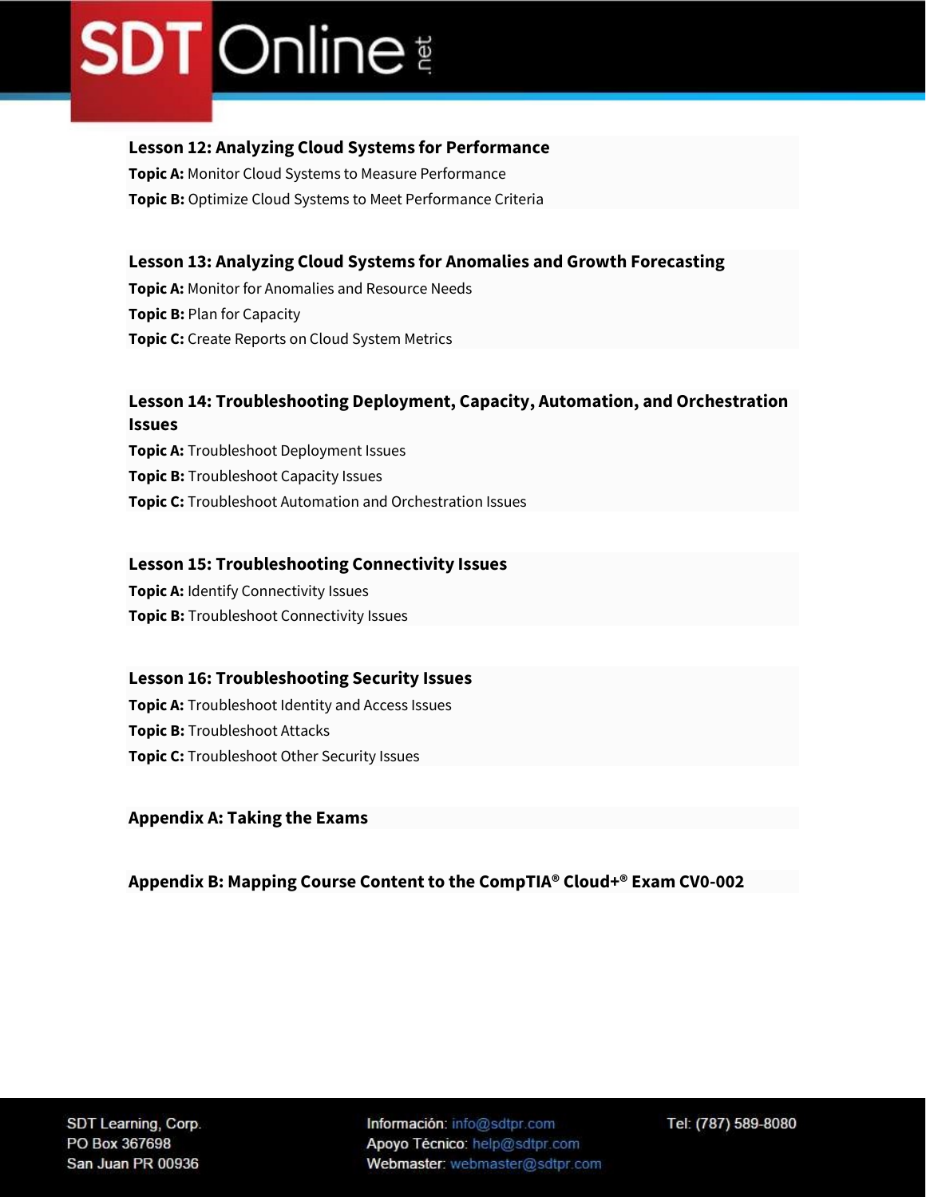**Lesson 12: Analyzing Cloud Systems for Performance**

**Topic A:** Monitor Cloud Systems to Measure Performance

**Topic B:** Optimize Cloud Systems to Meet Performance Criteria

**Lesson 13: Analyzing Cloud Systems for Anomalies and Growth Forecasting**

**Topic A:** Monitor for Anomalies and Resource Needs

**Topic B:** Plan for Capacity

**Topic C:** Create Reports on Cloud System Metrics

**Lesson 14: Troubleshooting Deployment, Capacity, Automation, and Orchestration Issues**

**Topic A:** Troubleshoot Deployment Issues

**Topic B:** Troubleshoot Capacity Issues

**Topic C:** Troubleshoot Automation and Orchestration Issues

**Lesson 15: Troubleshooting Connectivity Issues**

**Topic A:** Identify Connectivity Issues

**Topic B:** Troubleshoot Connectivity Issues

**Lesson 16: Troubleshooting Security Issues**

**Topic A:** Troubleshoot Identity and Access Issues

**Topic B:** Troubleshoot Attacks

**Topic C:** Troubleshoot Other Security Issues

**Appendix A: Taking the Exams**

**Appendix B: Mapping Course Content to the CompTIA® Cloud+® Exam CV0-002**